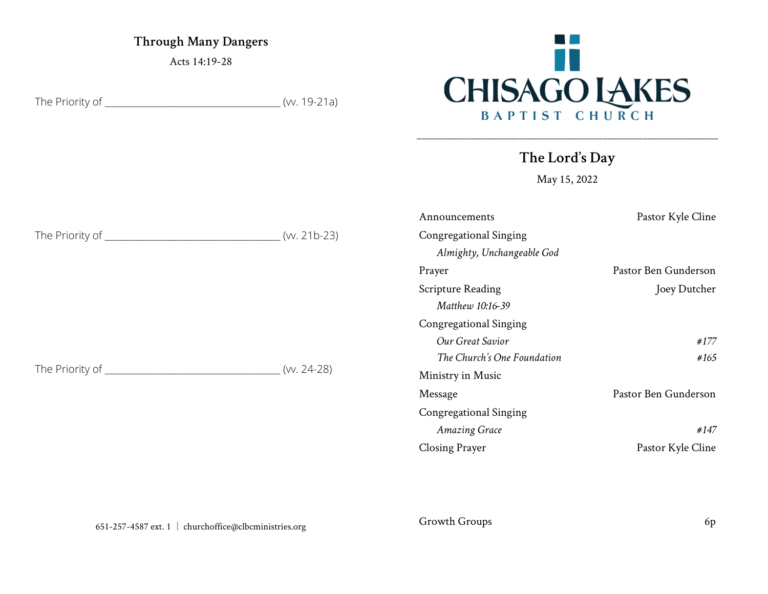## Through Many Dangers

Acts 14:19-28

The Priority of ________________________________ (vv. 19-21a)

The Priority of ________________________________ (vv. 21b-23)

The Priority of ________________________________ (vv. 24-28)

651-257-4587 ext. 1 | churchoffice@clbcministries.org

# CHISAGO LAKES BAPTIST CHURCH

## The Lord's Day

May 15, 2022

| | |
|---|---|
| Announcements | Pastor Kyle Cline |
| Congregational Singing | |
| *Almighty, Unchangeable God* | |
| Prayer | Pastor Ben Gunderson |
| Scripture Reading | Joey Dutcher |
| *Matthew 10:16-39* | |
| Congregational Singing | |
| *Our Great Savior* | *#177* |
| *The Church's One Foundation* | *#165* |
| Ministry in Music | |
| Message | Pastor Ben Gunderson |
| Congregational Singing | |
| *Amazing Grace* | *#147* |
| Closing Prayer | Pastor Kyle Cline |

Growth Groups 6p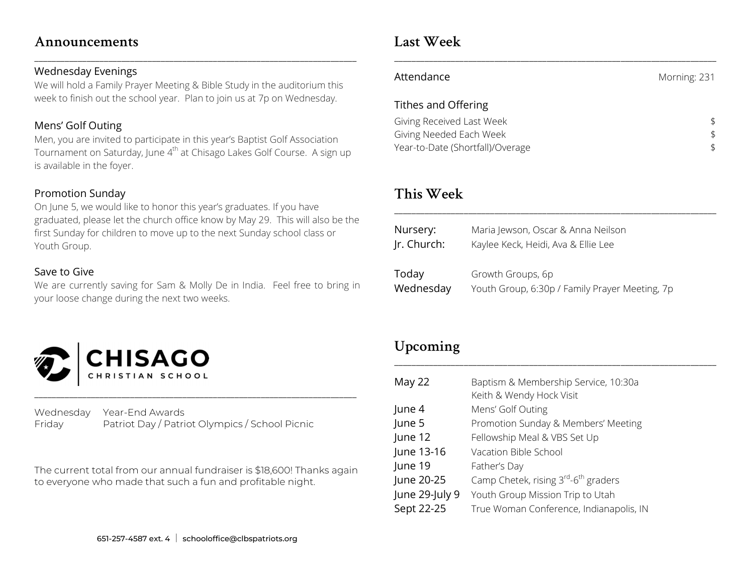## Announcements

### Wednesday Evenings

We will hold a Family Prayer Meeting & Bible Study in the auditorium this week to finish out the school year. Plan to join us at 7p on Wednesday.

### Mens' Golf Outing

Men, you are invited to participate in this year's Baptist Golf Association Tournament on Saturday, June 4th at Chisago Lakes Golf Course. A sign up is available in the foyer.

### Promotion Sunday

On June 5, we would like to honor this year's graduates. If you have graduated, please let the church office know by May 29. This will also be the first Sunday for children to move up to the next Sunday school class or Youth Group.

### Save to Give

We are currently saving for Sam & Molly De in India. Feel free to bring in your loose change during the next two weeks.

## CHISAGO CHRISTIAN SCHOOL

| | |
|---|---|
| Wednesday | Year-End Awards |
| Friday | Patriot Day / Patriot Olympics / School Picnic |

The current total from our annual fundraiser is $18,600! Thanks again to everyone who made that such a fun and profitable night.

651-257-4587 ext. 4 | schooloffice@clbspatriots.org

## Last Week

| | |
|---|---|
| Attendance | Morning: 231 |

### Tithes and Offering

| | |
|---|---|
| Giving Received Last Week | $ |
| Giving Needed Each Week | $ |
| Year-to-Date (Shortfall)/Overage | $ |

## This Week

| | |
|---|---|
| Nursery: | Maria Jewson, Oscar & Anna Neilson |
| Jr. Church: | Kaylee Keck, Heidi, Ava & Ellie Lee |
| Today | Growth Groups, 6p |
| Wednesday | Youth Group, 6:30p / Family Prayer Meeting, 7p |

## Upcoming

| | |
|---|---|
| May 22 | Baptism & Membership Service, 10:30a<br>Keith & Wendy Hock Visit |
| June 4 | Mens' Golf Outing |
| June 5 | Promotion Sunday & Members' Meeting |
| June 12 | Fellowship Meal & VBS Set Up |
| June 13-16 | Vacation Bible School |
| June 19 | Father's Day |
| June 20-25 | Camp Chetek, rising 3rd-6th graders |
| June 29-July 9 | Youth Group Mission Trip to Utah |
| Sept 22-25 | True Woman Conference, Indianapolis, IN |